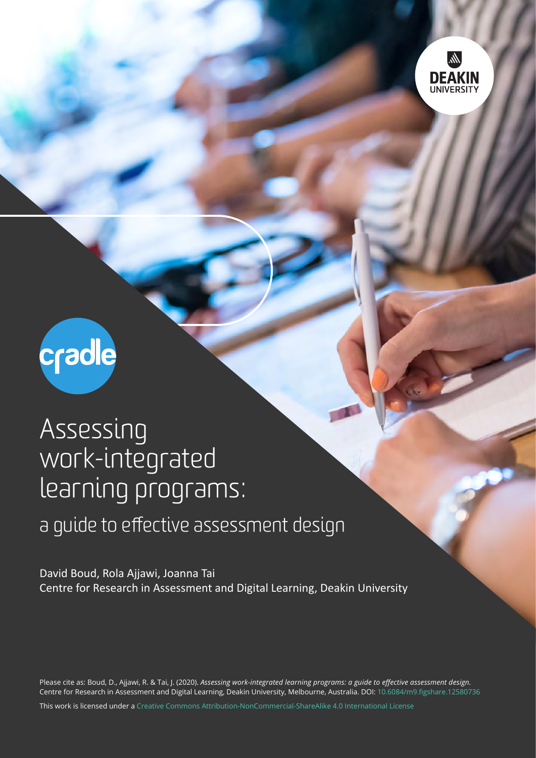DEAKIN UNIVERSITY

cradle

# Assessing work-integrated learning programs:

## a guide to effective assessment design

David Boud, Rola Ajjawi, Joanna Tai

Centre for Research in Assessment and Digital Learning, Deakin University

Please cite as: Boud, D., Ajjawi, R. & Tai, J. (2020). *Assessing work-integrated learning programs: a guide to effective assessment design.* Centre for Research in Assessment and Digital Learning, Deakin University, Melbourne, Australia. DOI: 10.6084/m9.figshare.12580736

This work is licensed under a Creative Commons Attribution-NonCommercial-ShareAlike 4.0 International License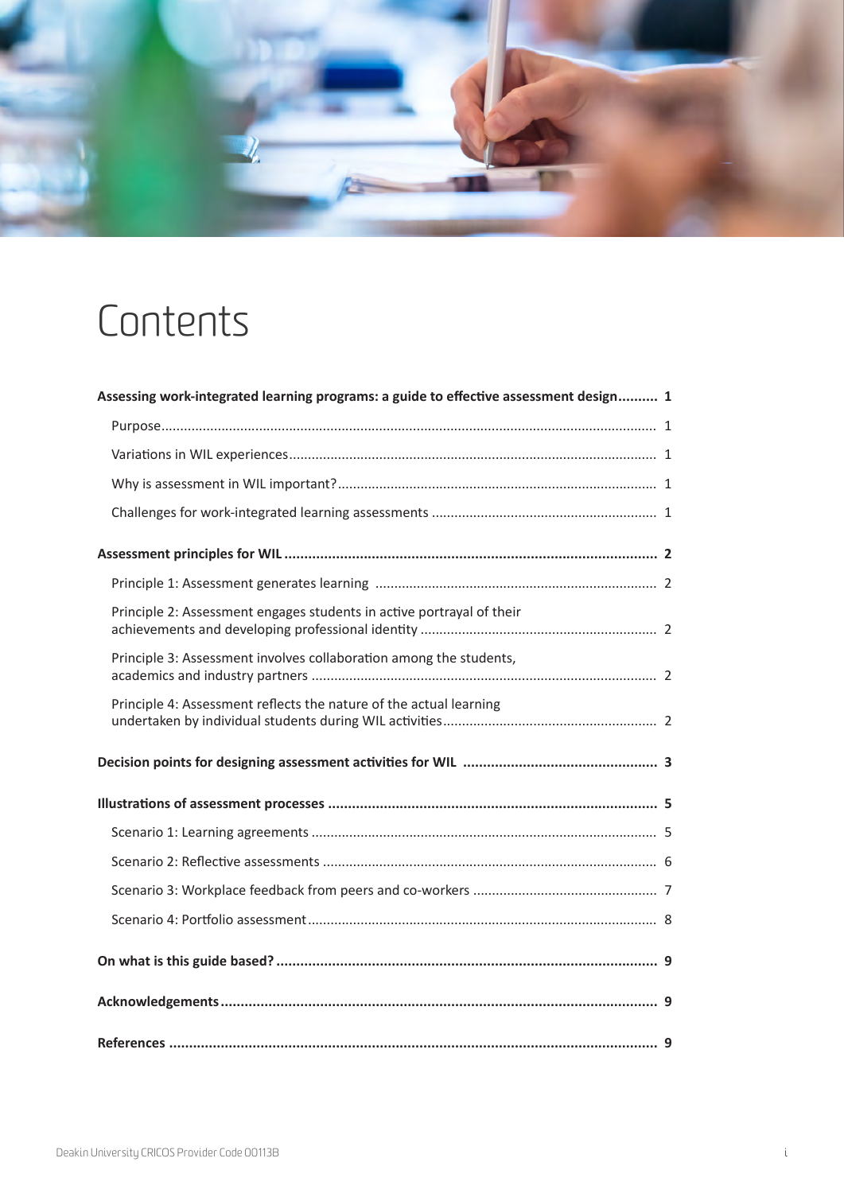# Contents

**Assessing work-integrated learning programs: a guide to effective assessment design.......... 1**

- Purpose........ 1
- Variations in WIL experiences........ 1
- Why is assessment in WIL important?........ 1
- Challenges for work-integrated learning assessments........ 1

**Assessment principles for WIL........ 2**

- Principle 1: Assessment generates learning........ 2
- Principle 2: Assessment engages students in active portrayal of their achievements and developing professional identity........ 2
- Principle 3: Assessment involves collaboration among the students, academics and industry partners........ 2
- Principle 4: Assessment reflects the nature of the actual learning undertaken by individual students during WIL activities........ 2

**Decision points for designing assessment activities for WIL........ 3**

**Illustrations of assessment processes........ 5**

- Scenario 1: Learning agreements........ 5
- Scenario 2: Reflective assessments........ 6
- Scenario 3: Workplace feedback from peers and co-workers........ 7
- Scenario 4: Portfolio assessment........ 8

**On what is this guide based?........ 9**

**Acknowledgements........ 9**

**References........ 9**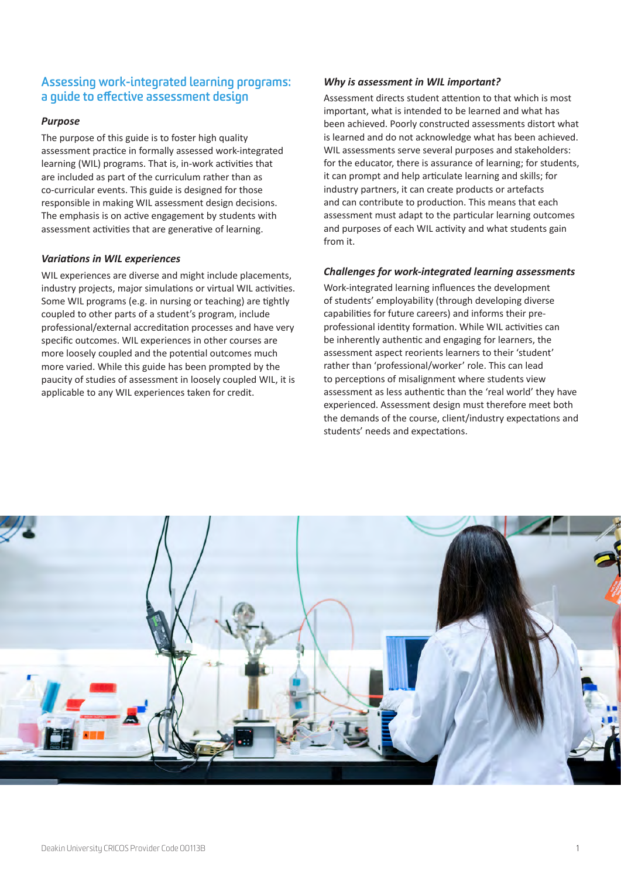## Assessing work-integrated learning programs: a guide to effective assessment design

### *Purpose*

The purpose of this guide is to foster high quality assessment practice in formally assessed work-integrated learning (WIL) programs. That is, in-work activities that are included as part of the curriculum rather than as co-curricular events. This guide is designed for those responsible in making WIL assessment design decisions. The emphasis is on active engagement by students with assessment activities that are generative of learning.

### *Variations in WIL experiences*

WIL experiences are diverse and might include placements, industry projects, major simulations or virtual WIL activities. Some WIL programs (e.g. in nursing or teaching) are tightly coupled to other parts of a student's program, include professional/external accreditation processes and have very specific outcomes. WIL experiences in other courses are more loosely coupled and the potential outcomes much more varied. While this guide has been prompted by the paucity of studies of assessment in loosely coupled WIL, it is applicable to any WIL experiences taken for credit.

### *Why is assessment in WIL important?*

Assessment directs student attention to that which is most important, what is intended to be learned and what has been achieved. Poorly constructed assessments distort what is learned and do not acknowledge what has been achieved. WIL assessments serve several purposes and stakeholders: for the educator, there is assurance of learning; for students, it can prompt and help articulate learning and skills; for industry partners, it can create products or artefacts and can contribute to production. This means that each assessment must adapt to the particular learning outcomes and purposes of each WIL activity and what students gain from it.

### *Challenges for work-integrated learning assessments*

Work-integrated learning influences the development of students' employability (through developing diverse capabilities for future careers) and informs their pre-professional identity formation. While WIL activities can be inherently authentic and engaging for learners, the assessment aspect reorients learners to their 'student' rather than 'professional/worker' role. This can lead to perceptions of misalignment where students view assessment as less authentic than the 'real world' they have experienced. Assessment design must therefore meet both the demands of the course, client/industry expectations and students' needs and expectations.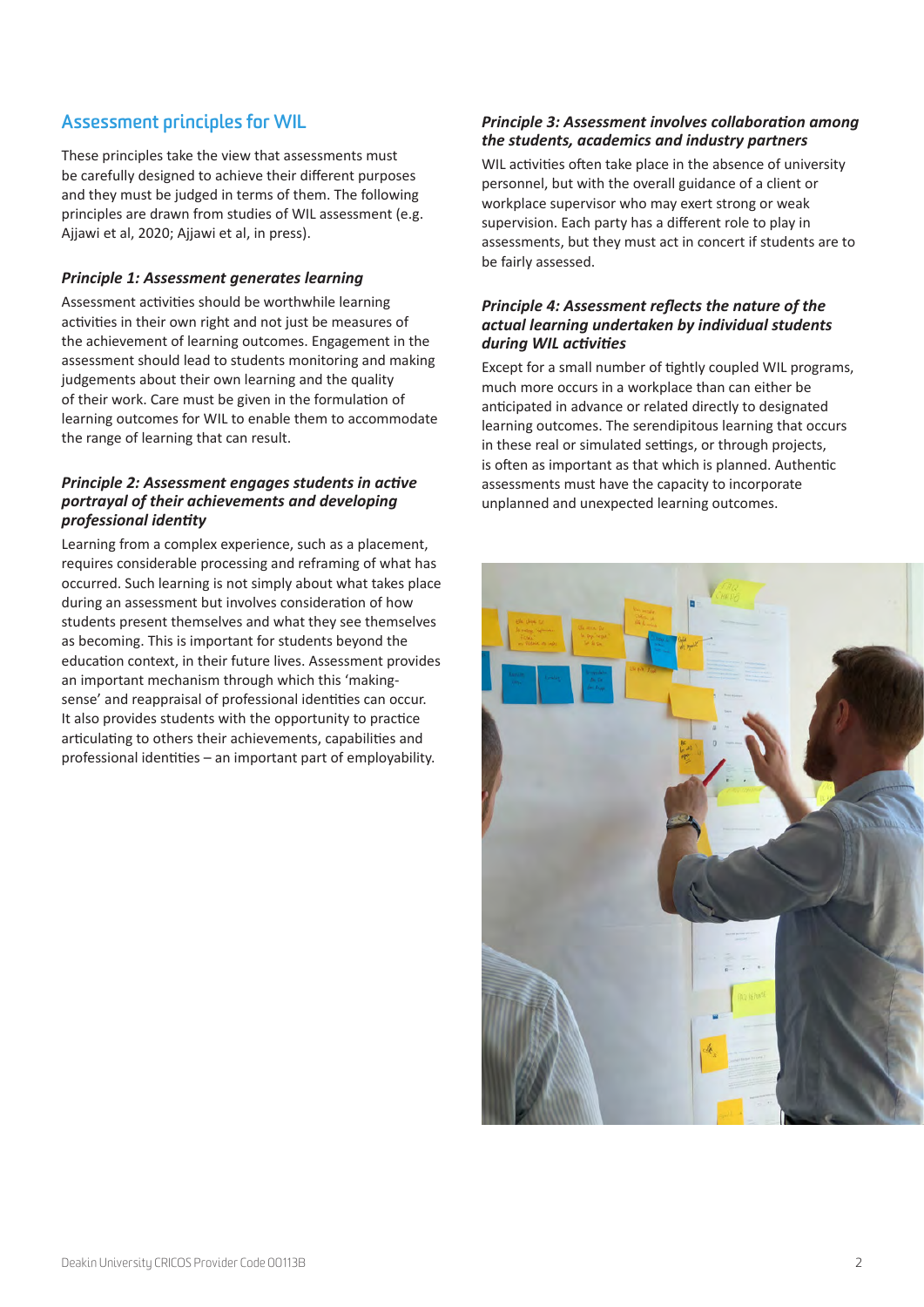## Assessment principles for WIL

These principles take the view that assessments must be carefully designed to achieve their different purposes and they must be judged in terms of them. The following principles are drawn from studies of WIL assessment (e.g. Ajjawi et al, 2020; Ajjawi et al, in press).

### *Principle 1: Assessment generates learning*

Assessment activities should be worthwhile learning activities in their own right and not just be measures of the achievement of learning outcomes. Engagement in the assessment should lead to students monitoring and making judgements about their own learning and the quality of their work. Care must be given in the formulation of learning outcomes for WIL to enable them to accommodate the range of learning that can result.

### *Principle 2: Assessment engages students in active portrayal of their achievements and developing professional identity*

Learning from a complex experience, such as a placement, requires considerable processing and reframing of what has occurred. Such learning is not simply about what takes place during an assessment but involves consideration of how students present themselves and what they see themselves as becoming. This is important for students beyond the education context, in their future lives. Assessment provides an important mechanism through which this 'making-sense' and reappraisal of professional identities can occur. It also provides students with the opportunity to practice articulating to others their achievements, capabilities and professional identities – an important part of employability.

### *Principle 3: Assessment involves collaboration among the students, academics and industry partners*

WIL activities often take place in the absence of university personnel, but with the overall guidance of a client or workplace supervisor who may exert strong or weak supervision. Each party has a different role to play in assessments, but they must act in concert if students are to be fairly assessed.

### *Principle 4: Assessment reflects the nature of the actual learning undertaken by individual students during WIL activities*

Except for a small number of tightly coupled WIL programs, much more occurs in a workplace than can either be anticipated in advance or related directly to designated learning outcomes. The serendipitous learning that occurs in these real or simulated settings, or through projects, is often as important as that which is planned. Authentic assessments must have the capacity to incorporate unplanned and unexpected learning outcomes.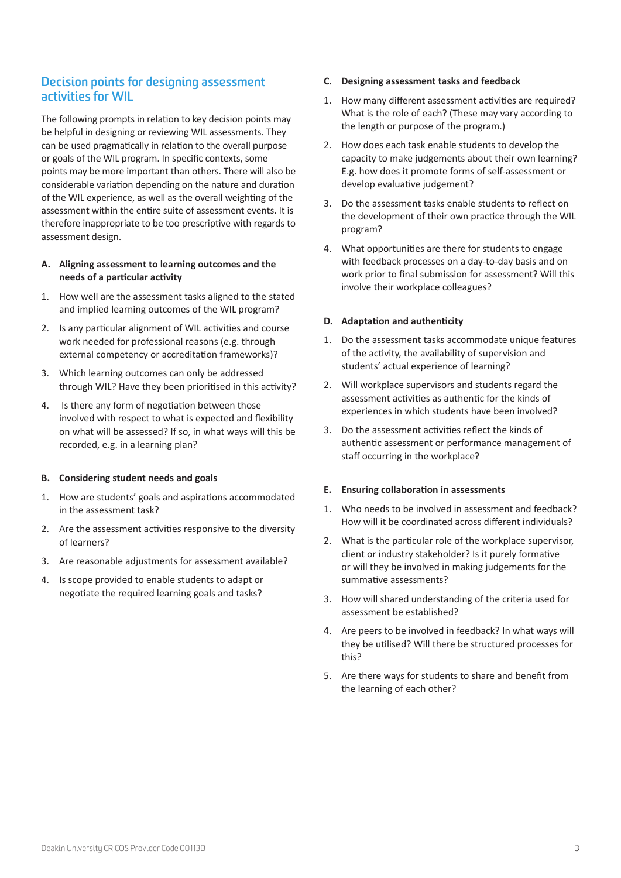## Decision points for designing assessment activities for WIL

The following prompts in relation to key decision points may be helpful in designing or reviewing WIL assessments. They can be used pragmatically in relation to the overall purpose or goals of the WIL program. In specific contexts, some points may be more important than others. There will also be considerable variation depending on the nature and duration of the WIL experience, as well as the overall weighting of the assessment within the entire suite of assessment events. It is therefore inappropriate to be too prescriptive with regards to assessment design.

### A. Aligning assessment to learning outcomes and the needs of a particular activity

1. How well are the assessment tasks aligned to the stated and implied learning outcomes of the WIL program?
2. Is any particular alignment of WIL activities and course work needed for professional reasons (e.g. through external competency or accreditation frameworks)?
3. Which learning outcomes can only be addressed through WIL? Have they been prioritised in this activity?
4. Is there any form of negotiation between those involved with respect to what is expected and flexibility on what will be assessed? If so, in what ways will this be recorded, e.g. in a learning plan?

### B. Considering student needs and goals

1. How are students' goals and aspirations accommodated in the assessment task?
2. Are the assessment activities responsive to the diversity of learners?
3. Are reasonable adjustments for assessment available?
4. Is scope provided to enable students to adapt or negotiate the required learning goals and tasks?

### C. Designing assessment tasks and feedback

1. How many different assessment activities are required? What is the role of each? (These may vary according to the length or purpose of the program.)
2. How does each task enable students to develop the capacity to make judgements about their own learning? E.g. how does it promote forms of self-assessment or develop evaluative judgement?
3. Do the assessment tasks enable students to reflect on the development of their own practice through the WIL program?
4. What opportunities are there for students to engage with feedback processes on a day-to-day basis and on work prior to final submission for assessment? Will this involve their workplace colleagues?

### D. Adaptation and authenticity

1. Do the assessment tasks accommodate unique features of the activity, the availability of supervision and students' actual experience of learning?
2. Will workplace supervisors and students regard the assessment activities as authentic for the kinds of experiences in which students have been involved?
3. Do the assessment activities reflect the kinds of authentic assessment or performance management of staff occurring in the workplace?

### E. Ensuring collaboration in assessments

1. Who needs to be involved in assessment and feedback? How will it be coordinated across different individuals?
2. What is the particular role of the workplace supervisor, client or industry stakeholder? Is it purely formative or will they be involved in making judgements for the summative assessments?
3. How will shared understanding of the criteria used for assessment be established?
4. Are peers to be involved in feedback? In what ways will they be utilised? Will there be structured processes for this?
5. Are there ways for students to share and benefit from the learning of each other?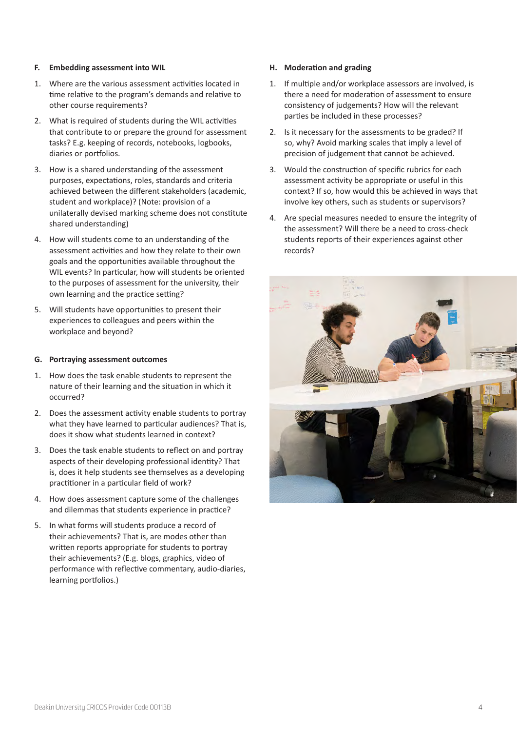### F. Embedding assessment into WIL

1. Where are the various assessment activities located in time relative to the program's demands and relative to other course requirements?
2. What is required of students during the WIL activities that contribute to or prepare the ground for assessment tasks? E.g. keeping of records, notebooks, logbooks, diaries or portfolios.
3. How is a shared understanding of the assessment purposes, expectations, roles, standards and criteria achieved between the different stakeholders (academic, student and workplace)? (Note: provision of a unilaterally devised marking scheme does not constitute shared understanding)
4. How will students come to an understanding of the assessment activities and how they relate to their own goals and the opportunities available throughout the WIL events? In particular, how will students be oriented to the purposes of assessment for the university, their own learning and the practice setting?
5. Will students have opportunities to present their experiences to colleagues and peers within the workplace and beyond?

### G. Portraying assessment outcomes

1. How does the task enable students to represent the nature of their learning and the situation in which it occurred?
2. Does the assessment activity enable students to portray what they have learned to particular audiences? That is, does it show what students learned in context?
3. Does the task enable students to reflect on and portray aspects of their developing professional identity? That is, does it help students see themselves as a developing practitioner in a particular field of work?
4. How does assessment capture some of the challenges and dilemmas that students experience in practice?
5. In what forms will students produce a record of their achievements? That is, are modes other than written reports appropriate for students to portray their achievements? (E.g. blogs, graphics, video of performance with reflective commentary, audio-diaries, learning portfolios.)

### H. Moderation and grading

1. If multiple and/or workplace assessors are involved, is there a need for moderation of assessment to ensure consistency of judgements? How will the relevant parties be included in these processes?
2. Is it necessary for the assessments to be graded? If so, why? Avoid marking scales that imply a level of precision of judgement that cannot be achieved.
3. Would the construction of specific rubrics for each assessment activity be appropriate or useful in this context? If so, how would this be achieved in ways that involve key others, such as students or supervisors?
4. Are special measures needed to ensure the integrity of the assessment? Will there be a need to cross-check students reports of their experiences against other records?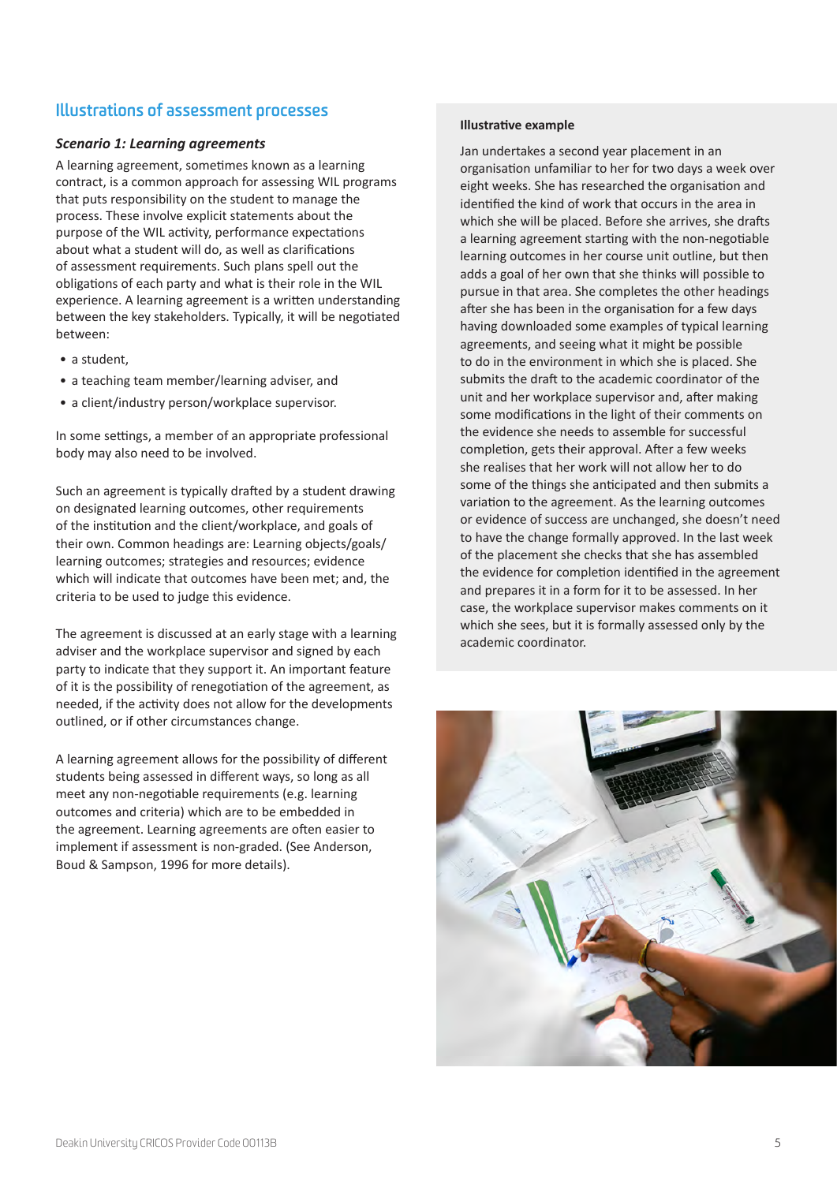## Illustrations of assessment processes

### *Scenario 1: Learning agreements*

A learning agreement, sometimes known as a learning contract, is a common approach for assessing WIL programs that puts responsibility on the student to manage the process. These involve explicit statements about the purpose of the WIL activity, performance expectations about what a student will do, as well as clarifications of assessment requirements. Such plans spell out the obligations of each party and what is their role in the WIL experience. A learning agreement is a written understanding between the key stakeholders. Typically, it will be negotiated between:

- a student,
- a teaching team member/learning adviser, and
- a client/industry person/workplace supervisor.

In some settings, a member of an appropriate professional body may also need to be involved.

Such an agreement is typically drafted by a student drawing on designated learning outcomes, other requirements of the institution and the client/workplace, and goals of their own. Common headings are: Learning objects/goals/learning outcomes; strategies and resources; evidence which will indicate that outcomes have been met; and, the criteria to be used to judge this evidence.

The agreement is discussed at an early stage with a learning adviser and the workplace supervisor and signed by each party to indicate that they support it. An important feature of it is the possibility of renegotiation of the agreement, as needed, if the activity does not allow for the developments outlined, or if other circumstances change.

A learning agreement allows for the possibility of different students being assessed in different ways, so long as all meet any non-negotiable requirements (e.g. learning outcomes and criteria) which are to be embedded in the agreement. Learning agreements are often easier to implement if assessment is non-graded. (See Anderson, Boud & Sampson, 1996 for more details).

**Illustrative example**

Jan undertakes a second year placement in an organisation unfamiliar to her for two days a week over eight weeks. She has researched the organisation and identified the kind of work that occurs in the area in which she will be placed. Before she arrives, she drafts a learning agreement starting with the non-negotiable learning outcomes in her course unit outline, but then adds a goal of her own that she thinks will possible to pursue in that area. She completes the other headings after she has been in the organisation for a few days having downloaded some examples of typical learning agreements, and seeing what it might be possible to do in the environment in which she is placed. She submits the draft to the academic coordinator of the unit and her workplace supervisor and, after making some modifications in the light of their comments on the evidence she needs to assemble for successful completion, gets their approval. After a few weeks she realises that her work will not allow her to do some of the things she anticipated and then submits a variation to the agreement. As the learning outcomes or evidence of success are unchanged, she doesn't need to have the change formally approved. In the last week of the placement she checks that she has assembled the evidence for completion identified in the agreement and prepares it in a form for it to be assessed. In her case, the workplace supervisor makes comments on it which she sees, but it is formally assessed only by the academic coordinator.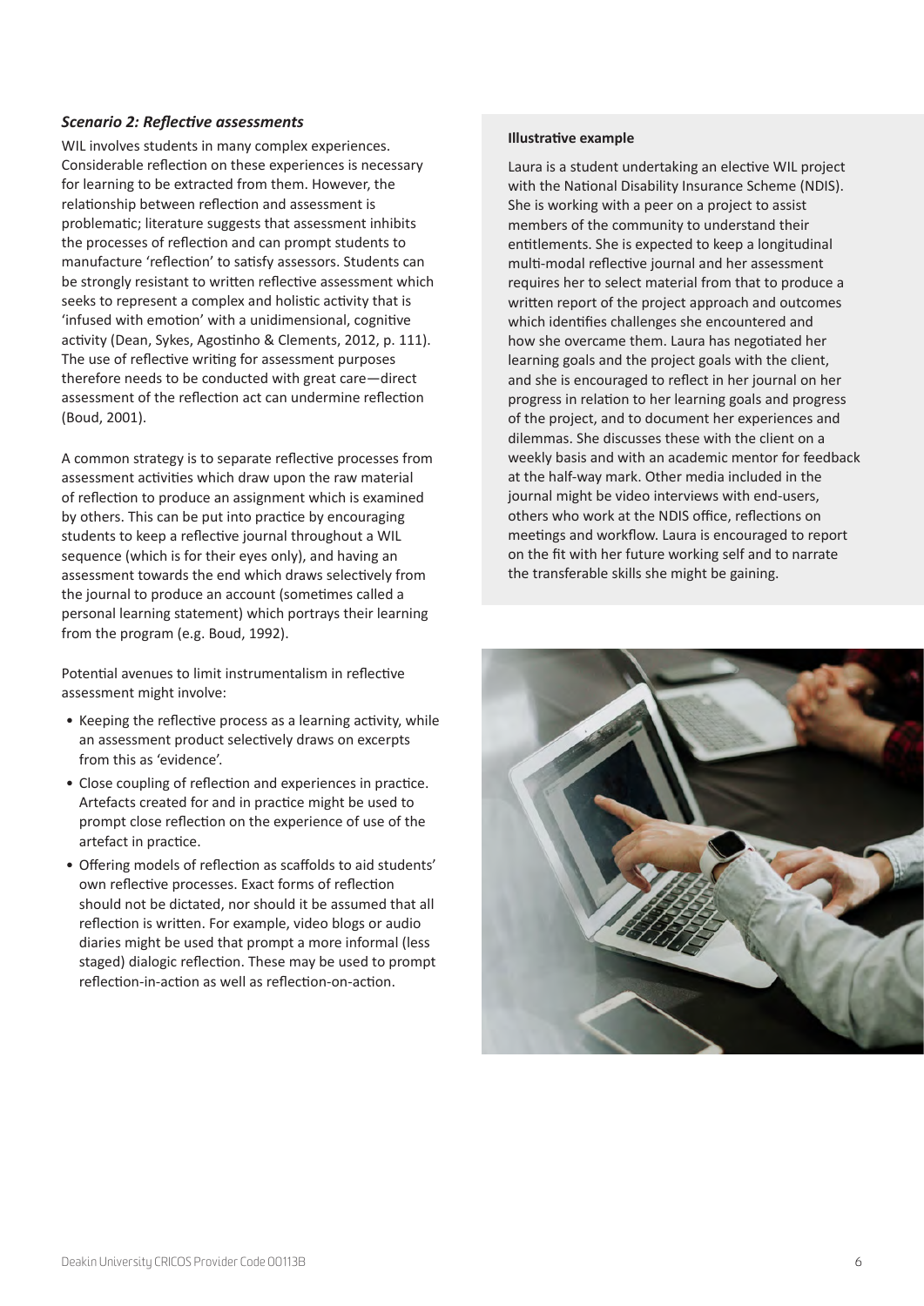### *Scenario 2: Reflective assessments*

WIL involves students in many complex experiences. Considerable reflection on these experiences is necessary for learning to be extracted from them. However, the relationship between reflection and assessment is problematic; literature suggests that assessment inhibits the processes of reflection and can prompt students to manufacture 'reflection' to satisfy assessors. Students can be strongly resistant to written reflective assessment which seeks to represent a complex and holistic activity that is 'infused with emotion' with a unidimensional, cognitive activity (Dean, Sykes, Agostinho & Clements, 2012, p. 111). The use of reflective writing for assessment purposes therefore needs to be conducted with great care—direct assessment of the reflection act can undermine reflection (Boud, 2001).

A common strategy is to separate reflective processes from assessment activities which draw upon the raw material of reflection to produce an assignment which is examined by others. This can be put into practice by encouraging students to keep a reflective journal throughout a WIL sequence (which is for their eyes only), and having an assessment towards the end which draws selectively from the journal to produce an account (sometimes called a personal learning statement) which portrays their learning from the program (e.g. Boud, 1992).

Potential avenues to limit instrumentalism in reflective assessment might involve:

- Keeping the reflective process as a learning activity, while an assessment product selectively draws on excerpts from this as 'evidence'.
- Close coupling of reflection and experiences in practice. Artefacts created for and in practice might be used to prompt close reflection on the experience of use of the artefact in practice.
- Offering models of reflection as scaffolds to aid students' own reflective processes. Exact forms of reflection should not be dictated, nor should it be assumed that all reflection is written. For example, video blogs or audio diaries might be used that prompt a more informal (less staged) dialogic reflection. These may be used to prompt reflection-in-action as well as reflection-on-action.

**Illustrative example**

Laura is a student undertaking an elective WIL project with the National Disability Insurance Scheme (NDIS). She is working with a peer on a project to assist members of the community to understand their entitlements. She is expected to keep a longitudinal multi-modal reflective journal and her assessment requires her to select material from that to produce a written report of the project approach and outcomes which identifies challenges she encountered and how she overcame them. Laura has negotiated her learning goals and the project goals with the client, and she is encouraged to reflect in her journal on her progress in relation to her learning goals and progress of the project, and to document her experiences and dilemmas. She discusses these with the client on a weekly basis and with an academic mentor for feedback at the half-way mark. Other media included in the journal might be video interviews with end-users, others who work at the NDIS office, reflections on meetings and workflow. Laura is encouraged to report on the fit with her future working self and to narrate the transferable skills she might be gaining.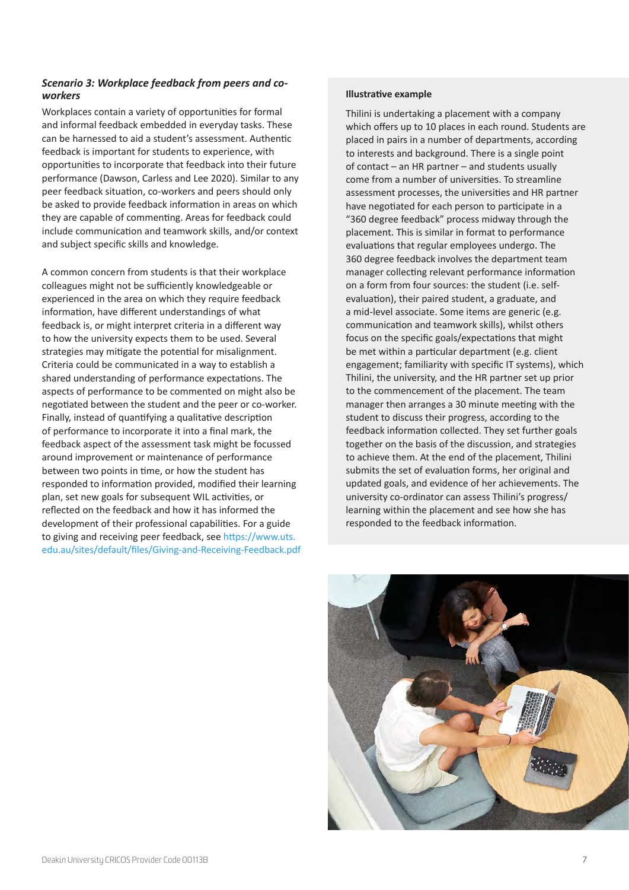### *Scenario 3: Workplace feedback from peers and co-workers*

Workplaces contain a variety of opportunities for formal and informal feedback embedded in everyday tasks. These can be harnessed to aid a student's assessment. Authentic feedback is important for students to experience, with opportunities to incorporate that feedback into their future performance (Dawson, Carless and Lee 2020). Similar to any peer feedback situation, co-workers and peers should only be asked to provide feedback information in areas on which they are capable of commenting. Areas for feedback could include communication and teamwork skills, and/or context and subject specific skills and knowledge.

A common concern from students is that their workplace colleagues might not be sufficiently knowledgeable or experienced in the area on which they require feedback information, have different understandings of what feedback is, or might interpret criteria in a different way to how the university expects them to be used. Several strategies may mitigate the potential for misalignment. Criteria could be communicated in a way to establish a shared understanding of performance expectations. The aspects of performance to be commented on might also be negotiated between the student and the peer or co-worker. Finally, instead of quantifying a qualitative description of performance to incorporate it into a final mark, the feedback aspect of the assessment task might be focussed around improvement or maintenance of performance between two points in time, or how the student has responded to information provided, modified their learning plan, set new goals for subsequent WIL activities, or reflected on the feedback and how it has informed the development of their professional capabilities. For a guide to giving and receiving peer feedback, see https://www.uts.edu.au/sites/default/files/Giving-and-Receiving-Feedback.pdf

**Illustrative example**

Thilini is undertaking a placement with a company which offers up to 10 places in each round. Students are placed in pairs in a number of departments, according to interests and background. There is a single point of contact – an HR partner – and students usually come from a number of universities. To streamline assessment processes, the universities and HR partner have negotiated for each person to participate in a "360 degree feedback" process midway through the placement. This is similar in format to performance evaluations that regular employees undergo. The 360 degree feedback involves the department team manager collecting relevant performance information on a form from four sources: the student (i.e. self-evaluation), their paired student, a graduate, and a mid-level associate. Some items are generic (e.g. communication and teamwork skills), whilst others focus on the specific goals/expectations that might be met within a particular department (e.g. client engagement; familiarity with specific IT systems), which Thilini, the university, and the HR partner set up prior to the commencement of the placement. The team manager then arranges a 30 minute meeting with the student to discuss their progress, according to the feedback information collected. They set further goals together on the basis of the discussion, and strategies to achieve them. At the end of the placement, Thilini submits the set of evaluation forms, her original and updated goals, and evidence of her achievements. The university co-ordinator can assess Thilini's progress/learning within the placement and see how she has responded to the feedback information.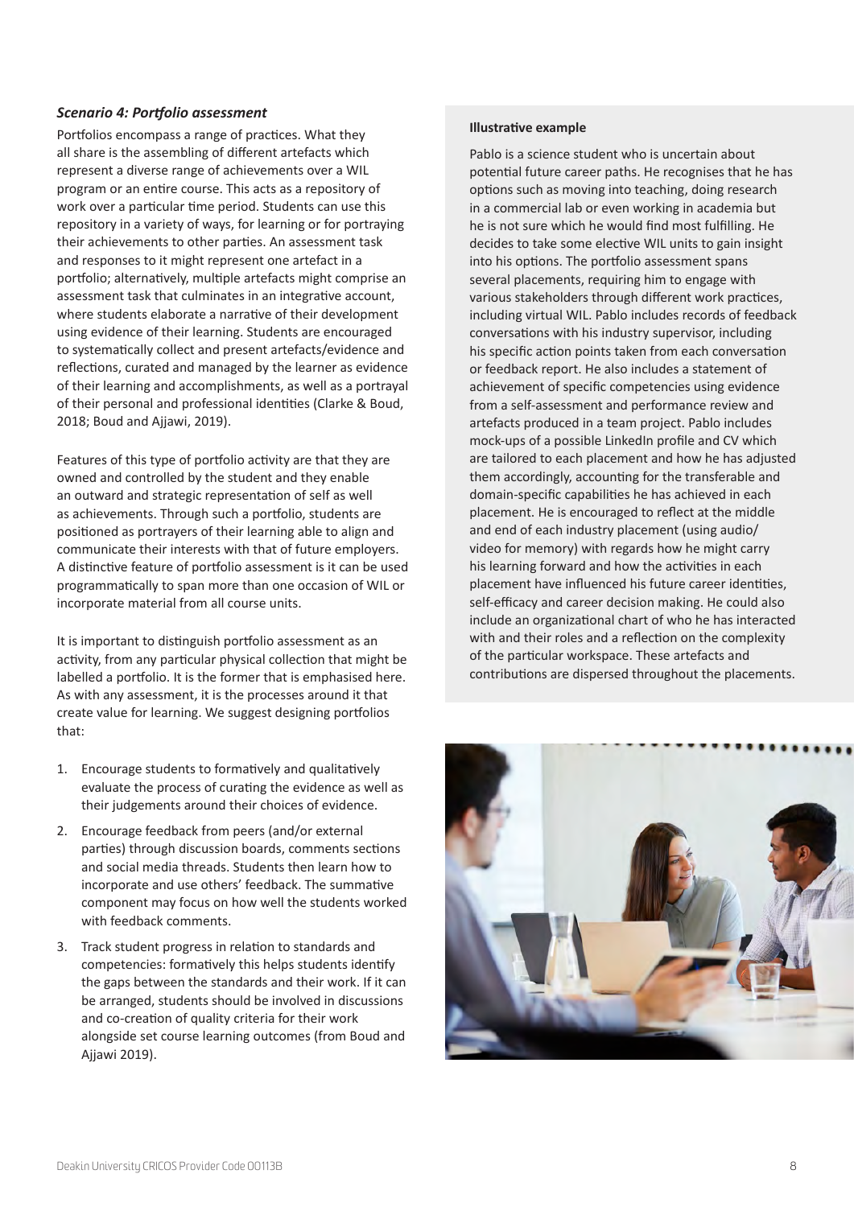### *Scenario 4: Portfolio assessment*

Portfolios encompass a range of practices. What they all share is the assembling of different artefacts which represent a diverse range of achievements over a WIL program or an entire course. This acts as a repository of work over a particular time period. Students can use this repository in a variety of ways, for learning or for portraying their achievements to other parties. An assessment task and responses to it might represent one artefact in a portfolio; alternatively, multiple artefacts might comprise an assessment task that culminates in an integrative account, where students elaborate a narrative of their development using evidence of their learning. Students are encouraged to systematically collect and present artefacts/evidence and reflections, curated and managed by the learner as evidence of their learning and accomplishments, as well as a portrayal of their personal and professional identities (Clarke & Boud, 2018; Boud and Ajjawi, 2019).

Features of this type of portfolio activity are that they are owned and controlled by the student and they enable an outward and strategic representation of self as well as achievements. Through such a portfolio, students are positioned as portrayers of their learning able to align and communicate their interests with that of future employers. A distinctive feature of portfolio assessment is it can be used programmatically to span more than one occasion of WIL or incorporate material from all course units.

It is important to distinguish portfolio assessment as an activity, from any particular physical collection that might be labelled a portfolio. It is the former that is emphasised here. As with any assessment, it is the processes around it that create value for learning. We suggest designing portfolios that:

1. Encourage students to formatively and qualitatively evaluate the process of curating the evidence as well as their judgements around their choices of evidence.
2. Encourage feedback from peers (and/or external parties) through discussion boards, comments sections and social media threads. Students then learn how to incorporate and use others' feedback. The summative component may focus on how well the students worked with feedback comments.
3. Track student progress in relation to standards and competencies: formatively this helps students identify the gaps between the standards and their work. If it can be arranged, students should be involved in discussions and co-creation of quality criteria for their work alongside set course learning outcomes (from Boud and Ajjawi 2019).

**Illustrative example**

Pablo is a science student who is uncertain about potential future career paths. He recognises that he has options such as moving into teaching, doing research in a commercial lab or even working in academia but he is not sure which he would find most fulfilling. He decides to take some elective WIL units to gain insight into his options. The portfolio assessment spans several placements, requiring him to engage with various stakeholders through different work practices, including virtual WIL. Pablo includes records of feedback conversations with his industry supervisor, including his specific action points taken from each conversation or feedback report. He also includes a statement of achievement of specific competencies using evidence from a self-assessment and performance review and artefacts produced in a team project. Pablo includes mock-ups of a possible LinkedIn profile and CV which are tailored to each placement and how he has adjusted them accordingly, accounting for the transferable and domain-specific capabilities he has achieved in each placement. He is encouraged to reflect at the middle and end of each industry placement (using audio/video for memory) with regards how he might carry his learning forward and how the activities in each placement have influenced his future career identities, self-efficacy and career decision making. He could also include an organizational chart of who he has interacted with and their roles and a reflection on the complexity of the particular workspace. These artefacts and contributions are dispersed throughout the placements.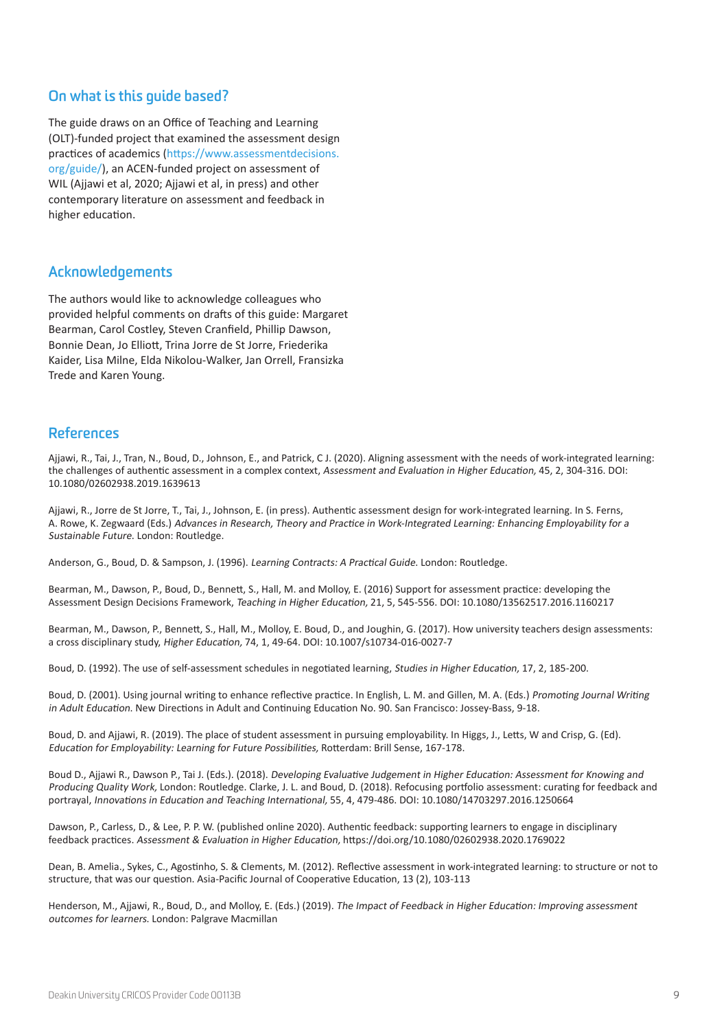## On what is this guide based?

The guide draws on an Office of Teaching and Learning (OLT)-funded project that examined the assessment design practices of academics (https://www.assessmentdecisions.org/guide/), an ACEN-funded project on assessment of WIL (Ajjawi et al, 2020; Ajjawi et al, in press) and other contemporary literature on assessment and feedback in higher education.

## Acknowledgements

The authors would like to acknowledge colleagues who provided helpful comments on drafts of this guide: Margaret Bearman, Carol Costley, Steven Cranfield, Phillip Dawson, Bonnie Dean, Jo Elliott, Trina Jorre de St Jorre, Friederika Kaider, Lisa Milne, Elda Nikolou-Walker, Jan Orrell, Fransizka Trede and Karen Young.

## References

Ajjawi, R., Tai, J., Tran, N., Boud, D., Johnson, E., and Patrick, C J. (2020). Aligning assessment with the needs of work-integrated learning: the challenges of authentic assessment in a complex context, *Assessment and Evaluation in Higher Education,* 45, 2, 304-316. DOI: 10.1080/02602938.2019.1639613

Ajjawi, R., Jorre de St Jorre, T., Tai, J., Johnson, E. (in press). Authentic assessment design for work-integrated learning. In S. Ferns, A. Rowe, K. Zegwaard (Eds.) *Advances in Research, Theory and Practice in Work-Integrated Learning: Enhancing Employability for a Sustainable Future.* London: Routledge.

Anderson, G., Boud, D. & Sampson, J. (1996). *Learning Contracts: A Practical Guide.* London: Routledge.

Bearman, M., Dawson, P., Boud, D., Bennett, S., Hall, M. and Molloy, E. (2016) Support for assessment practice: developing the Assessment Design Decisions Framework, *Teaching in Higher Education,* 21, 5, 545-556. DOI: 10.1080/13562517.2016.1160217

Bearman, M., Dawson, P., Bennett, S., Hall, M., Molloy, E. Boud, D., and Joughin, G. (2017). How university teachers design assessments: a cross disciplinary study, *Higher Education,* 74, 1, 49-64. DOI: 10.1007/s10734-016-0027-7

Boud, D. (1992). The use of self-assessment schedules in negotiated learning, *Studies in Higher Education,* 17, 2, 185-200.

Boud, D. (2001). Using journal writing to enhance reflective practice. In English, L. M. and Gillen, M. A. (Eds.) *Promoting Journal Writing in Adult Education.* New Directions in Adult and Continuing Education No. 90. San Francisco: Jossey-Bass, 9-18.

Boud, D. and Ajjawi, R. (2019). The place of student assessment in pursuing employability. In Higgs, J., Letts, W and Crisp, G. (Ed). *Education for Employability: Learning for Future Possibilities,* Rotterdam: Brill Sense, 167-178.

Boud D., Ajjawi R., Dawson P., Tai J. (Eds.). (2018). *Developing Evaluative Judgement in Higher Education: Assessment for Knowing and Producing Quality Work,* London: Routledge. Clarke, J. L. and Boud, D. (2018). Refocusing portfolio assessment: curating for feedback and portrayal, *Innovations in Education and Teaching International,* 55, 4, 479-486. DOI: 10.1080/14703297.2016.1250664

Dawson, P., Carless, D., & Lee, P. P. W. (published online 2020). Authentic feedback: supporting learners to engage in disciplinary feedback practices. *Assessment & Evaluation in Higher Education,* https://doi.org/10.1080/02602938.2020.1769022

Dean, B. Amelia., Sykes, C., Agostinho, S. & Clements, M. (2012). Reflective assessment in work-integrated learning: to structure or not to structure, that was our question. Asia-Pacific Journal of Cooperative Education, 13 (2), 103-113

Henderson, M., Ajjawi, R., Boud, D., and Molloy, E. (Eds.) (2019). *The Impact of Feedback in Higher Education: Improving assessment outcomes for learners.* London: Palgrave Macmillan